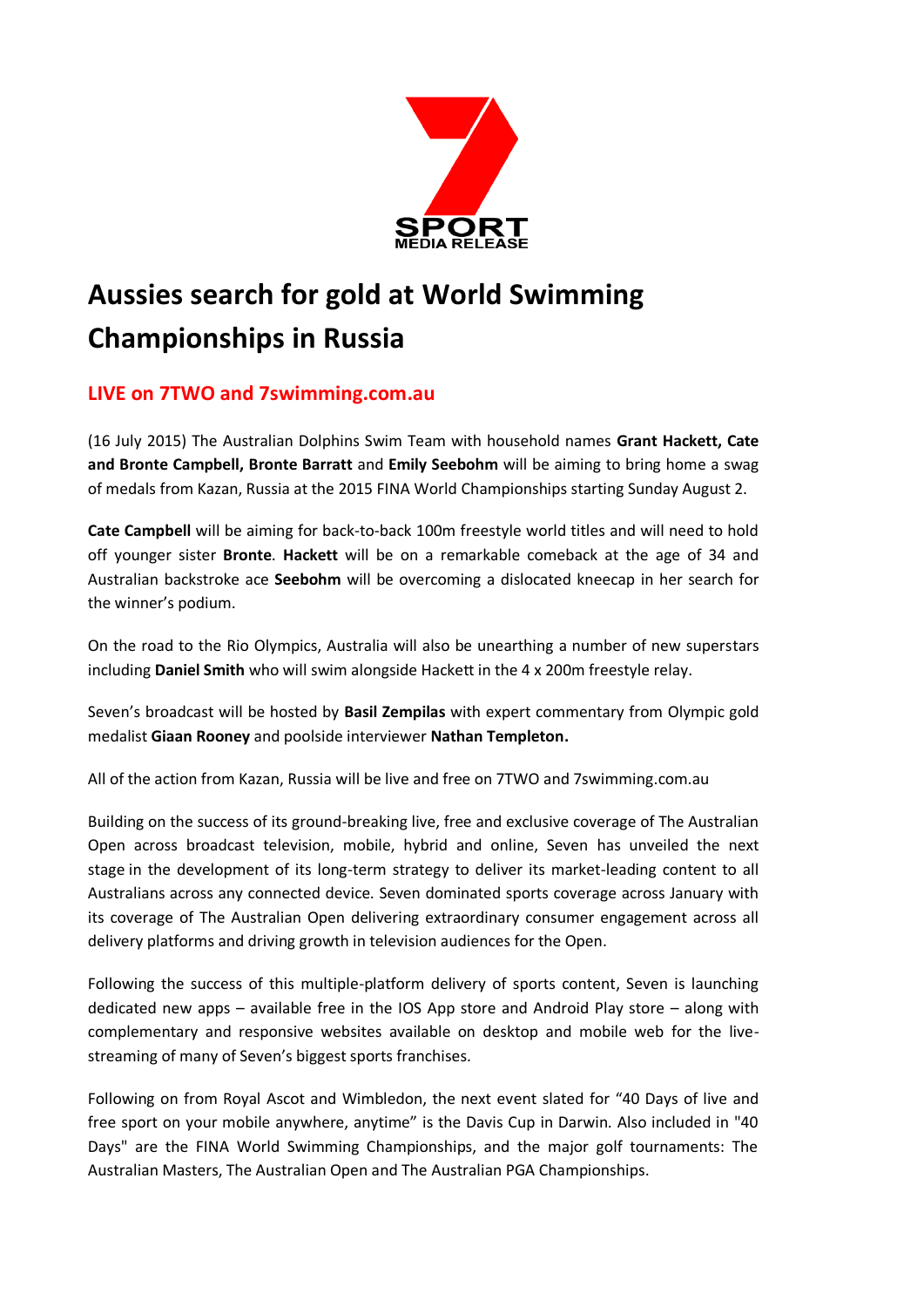SPORT
MEDIA RELEASE

# Aussies search for gold at World Swimming Championships in Russia

## LIVE on 7TWO and 7swimming.com.au

(16 July 2015) The Australian Dolphins Swim Team with household names **Grant Hackett, Cate and Bronte Campbell, Bronte Barratt** and **Emily Seebohm** will be aiming to bring home a swag of medals from Kazan, Russia at the 2015 FINA World Championships starting Sunday August 2.

**Cate Campbell** will be aiming for back-to-back 100m freestyle world titles and will need to hold off younger sister **Bronte**. **Hackett** will be on a remarkable comeback at the age of 34 and Australian backstroke ace **Seebohm** will be overcoming a dislocated kneecap in her search for the winner's podium.

On the road to the Rio Olympics, Australia will also be unearthing a number of new superstars including **Daniel Smith** who will swim alongside Hackett in the 4 x 200m freestyle relay.

Seven's broadcast will be hosted by **Basil Zempilas** with expert commentary from Olympic gold medalist **Giaan Rooney** and poolside interviewer **Nathan Templeton.**

All of the action from Kazan, Russia will be live and free on 7TWO and 7swimming.com.au

Building on the success of its ground-breaking live, free and exclusive coverage of The Australian Open across broadcast television, mobile, hybrid and online, Seven has unveiled the next stage in the development of its long-term strategy to deliver its market-leading content to all Australians across any connected device. Seven dominated sports coverage across January with its coverage of The Australian Open delivering extraordinary consumer engagement across all delivery platforms and driving growth in television audiences for the Open.

Following the success of this multiple-platform delivery of sports content, Seven is launching dedicated new apps – available free in the IOS App store and Android Play store – along with complementary and responsive websites available on desktop and mobile web for the live-streaming of many of Seven's biggest sports franchises.

Following on from Royal Ascot and Wimbledon, the next event slated for "40 Days of live and free sport on your mobile anywhere, anytime" is the Davis Cup in Darwin. Also included in "40 Days" are the FINA World Swimming Championships, and the major golf tournaments: The Australian Masters, The Australian Open and The Australian PGA Championships.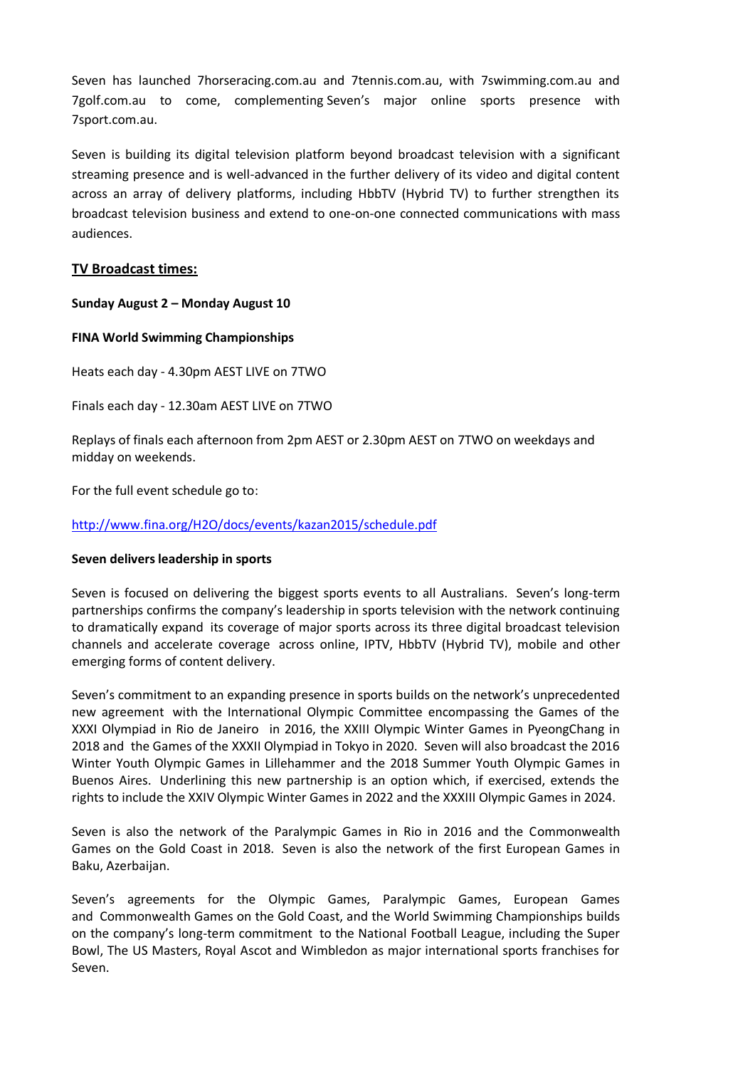Seven has launched 7horseracing.com.au and 7tennis.com.au, with 7swimming.com.au and 7golf.com.au to come, complementing Seven's major online sports presence with 7sport.com.au.

Seven is building its digital television platform beyond broadcast television with a significant streaming presence and is well-advanced in the further delivery of its video and digital content across an array of delivery platforms, including HbbTV (Hybrid TV) to further strengthen its broadcast television business and extend to one-on-one connected communications with mass audiences.

## TV Broadcast times:

**Sunday August 2 – Monday August 10**

**FINA World Swimming Championships**

Heats each day - 4.30pm AEST LIVE on 7TWO

Finals each day - 12.30am AEST LIVE on 7TWO

Replays of finals each afternoon from 2pm AEST or 2.30pm AEST on 7TWO on weekdays and midday on weekends.

For the full event schedule go to:

http://www.fina.org/H2O/docs/events/kazan2015/schedule.pdf

**Seven delivers leadership in sports**

Seven is focused on delivering the biggest sports events to all Australians. Seven's long-term partnerships confirms the company's leadership in sports television with the network continuing to dramatically expand its coverage of major sports across its three digital broadcast television channels and accelerate coverage across online, IPTV, HbbTV (Hybrid TV), mobile and other emerging forms of content delivery.

Seven's commitment to an expanding presence in sports builds on the network's unprecedented new agreement with the International Olympic Committee encompassing the Games of the XXXI Olympiad in Rio de Janeiro in 2016, the XXIII Olympic Winter Games in PyeongChang in 2018 and the Games of the XXXII Olympiad in Tokyo in 2020. Seven will also broadcast the 2016 Winter Youth Olympic Games in Lillehammer and the 2018 Summer Youth Olympic Games in Buenos Aires. Underlining this new partnership is an option which, if exercised, extends the rights to include the XXIV Olympic Winter Games in 2022 and the XXXIII Olympic Games in 2024.

Seven is also the network of the Paralympic Games in Rio in 2016 and the Commonwealth Games on the Gold Coast in 2018. Seven is also the network of the first European Games in Baku, Azerbaijan.

Seven's agreements for the Olympic Games, Paralympic Games, European Games and Commonwealth Games on the Gold Coast, and the World Swimming Championships builds on the company's long-term commitment to the National Football League, including the Super Bowl, The US Masters, Royal Ascot and Wimbledon as major international sports franchises for Seven.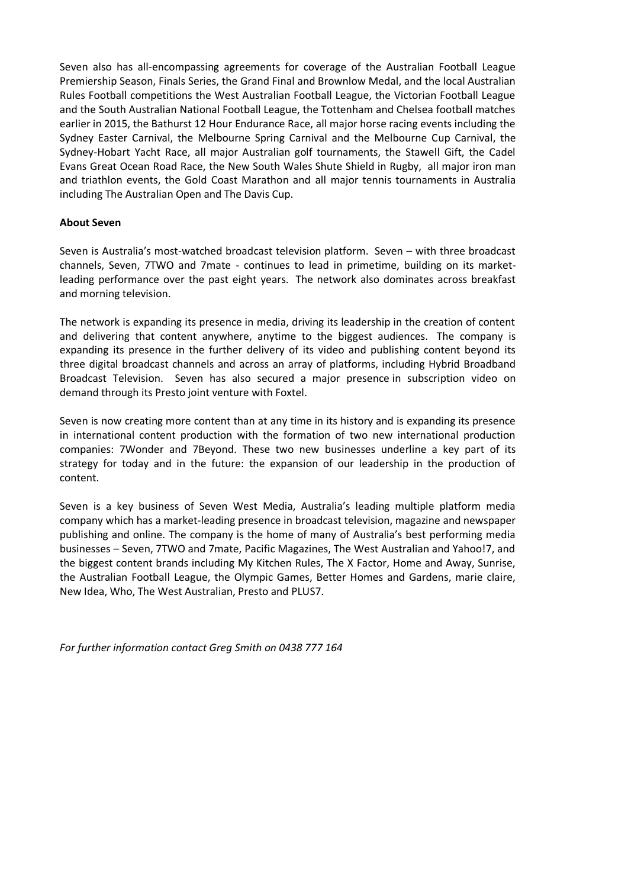Seven also has all-encompassing agreements for coverage of the Australian Football League Premiership Season, Finals Series, the Grand Final and Brownlow Medal, and the local Australian Rules Football competitions the West Australian Football League, the Victorian Football League and the South Australian National Football League, the Tottenham and Chelsea football matches earlier in 2015, the Bathurst 12 Hour Endurance Race, all major horse racing events including the Sydney Easter Carnival, the Melbourne Spring Carnival and the Melbourne Cup Carnival, the Sydney-Hobart Yacht Race, all major Australian golf tournaments, the Stawell Gift, the Cadel Evans Great Ocean Road Race, the New South Wales Shute Shield in Rugby, all major iron man and triathlon events, the Gold Coast Marathon and all major tennis tournaments in Australia including The Australian Open and The Davis Cup.

**About Seven**

Seven is Australia's most-watched broadcast television platform. Seven – with three broadcast channels, Seven, 7TWO and 7mate - continues to lead in primetime, building on its market-leading performance over the past eight years. The network also dominates across breakfast and morning television.

The network is expanding its presence in media, driving its leadership in the creation of content and delivering that content anywhere, anytime to the biggest audiences. The company is expanding its presence in the further delivery of its video and publishing content beyond its three digital broadcast channels and across an array of platforms, including Hybrid Broadband Broadcast Television. Seven has also secured a major presence in subscription video on demand through its Presto joint venture with Foxtel.

Seven is now creating more content than at any time in its history and is expanding its presence in international content production with the formation of two new international production companies: 7Wonder and 7Beyond. These two new businesses underline a key part of its strategy for today and in the future: the expansion of our leadership in the production of content.

Seven is a key business of Seven West Media, Australia's leading multiple platform media company which has a market-leading presence in broadcast television, magazine and newspaper publishing and online. The company is the home of many of Australia's best performing media businesses – Seven, 7TWO and 7mate, Pacific Magazines, The West Australian and Yahoo!7, and the biggest content brands including My Kitchen Rules, The X Factor, Home and Away, Sunrise, the Australian Football League, the Olympic Games, Better Homes and Gardens, marie claire, New Idea, Who, The West Australian, Presto and PLUS7.

*For further information contact Greg Smith on 0438 777 164*